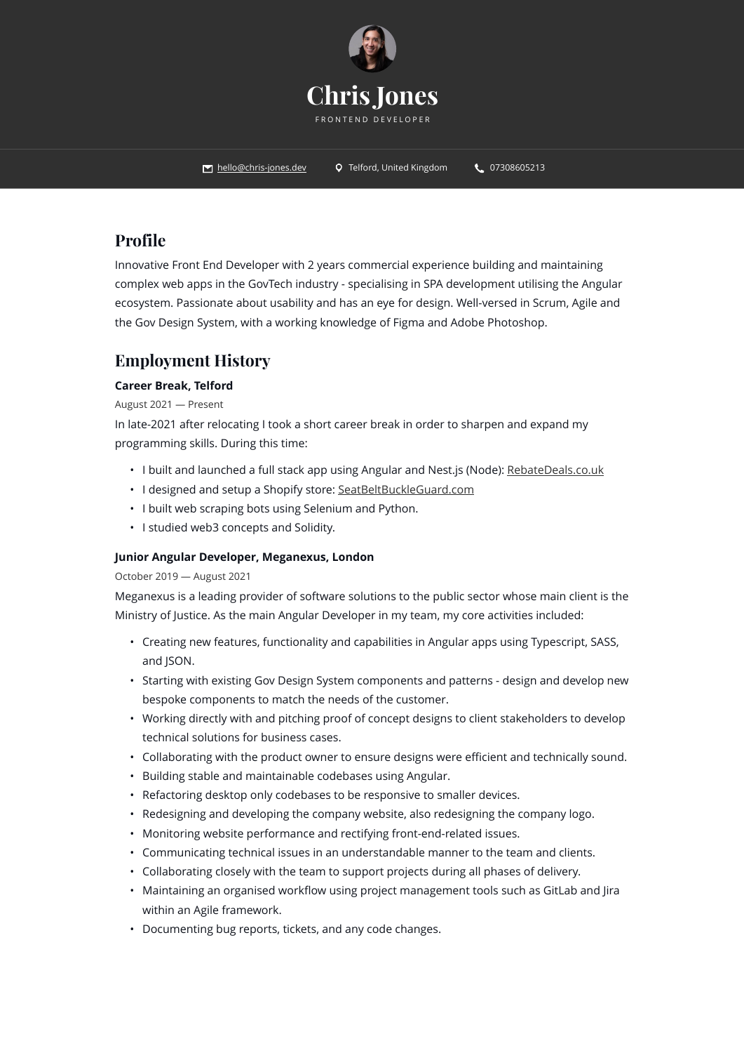# Chris Jones

FRONTEND DEVELOPER

hello@chris-jones.dev | Telford, United Kingdom | 07308605213

## Profile

Innovative Front End Developer with 2 years commercial experience building and maintaining complex web apps in the GovTech industry - specialising in SPA development utilising the Angular ecosystem. Passionate about usability and has an eye for design. Well-versed in Scrum, Agile and the Gov Design System, with a working knowledge of Figma and Adobe Photoshop.

## Employment History

### Career Break, Telford

August 2021 — Present

In late-2021 after relocating I took a short career break in order to sharpen and expand my programming skills. During this time:

- I built and launched a full stack app using Angular and Nest.js (Node): RebateDeals.co.uk
- I designed and setup a Shopify store: SeatBeltBuckleGuard.com
- I built web scraping bots using Selenium and Python.
- I studied web3 concepts and Solidity.

### Junior Angular Developer, Meganexus, London

October 2019 — August 2021

Meganexus is a leading provider of software solutions to the public sector whose main client is the Ministry of Justice. As the main Angular Developer in my team, my core activities included:

- Creating new features, functionality and capabilities in Angular apps using Typescript, SASS, and JSON.
- Starting with existing Gov Design System components and patterns - design and develop new bespoke components to match the needs of the customer.
- Working directly with and pitching proof of concept designs to client stakeholders to develop technical solutions for business cases.
- Collaborating with the product owner to ensure designs were efficient and technically sound.
- Building stable and maintainable codebases using Angular.
- Refactoring desktop only codebases to be responsive to smaller devices.
- Redesigning and developing the company website, also redesigning the company logo.
- Monitoring website performance and rectifying front-end-related issues.
- Communicating technical issues in an understandable manner to the team and clients.
- Collaborating closely with the team to support projects during all phases of delivery.
- Maintaining an organised workflow using project management tools such as GitLab and Jira within an Agile framework.
- Documenting bug reports, tickets, and any code changes.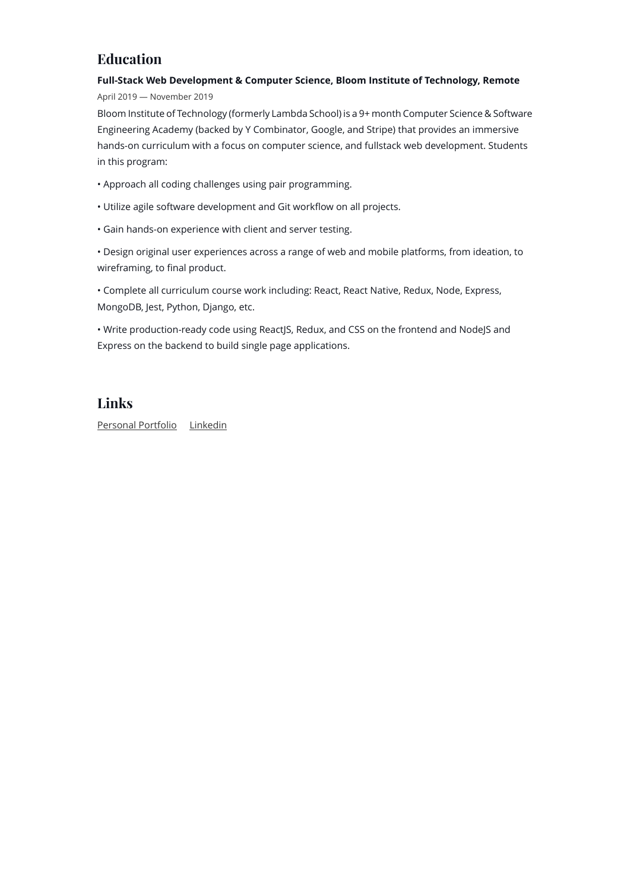## Education

**Full-Stack Web Development & Computer Science, Bloom Institute of Technology, Remote**

April 2019 — November 2019

Bloom Institute of Technology (formerly Lambda School) is a 9+ month Computer Science & Software Engineering Academy (backed by Y Combinator, Google, and Stripe) that provides an immersive hands-on curriculum with a focus on computer science, and fullstack web development. Students in this program:

• Approach all coding challenges using pair programming.

• Utilize agile software development and Git workflow on all projects.

• Gain hands-on experience with client and server testing.

• Design original user experiences across a range of web and mobile platforms, from ideation, to wireframing, to final product.

• Complete all curriculum course work including: React, React Native, Redux, Node, Express, MongoDB, Jest, Python, Django, etc.

• Write production-ready code using ReactJS, Redux, and CSS on the frontend and NodeJS and Express on the backend to build single page applications.

## Links

Personal Portfolio Linkedin